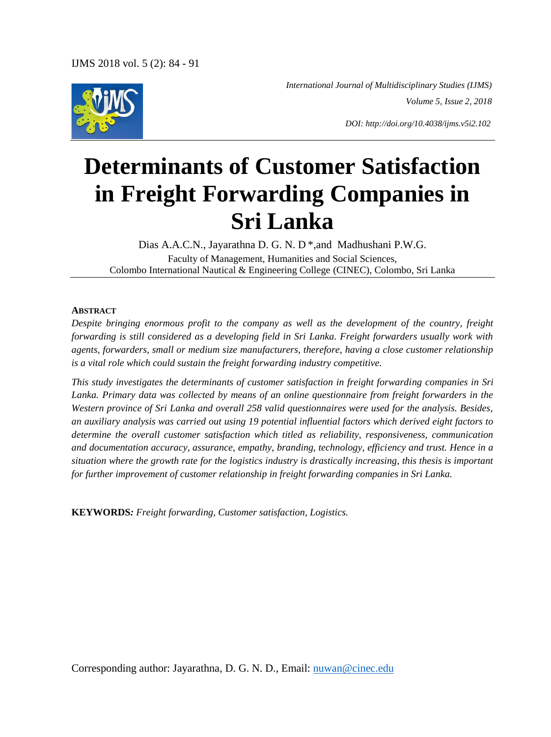*International Journal of Multidisciplinary Studies (IJMS)*

*Volume 5, Issue 2, 2018*

*DOI: http://doi.org/10.4038/ijms.v5i2.102*

# Determinants of Customer Satisfaction in Freight Forwarding Companies in Sri Lanka

Dias A.A.C.N., Jayarathna D. G. N. D *,and Madhushani P.W.G.

Faculty of Management, Humanities and Social Sciences,
Colombo International Nautical & Engineering College (CINEC), Colombo, Sri Lanka

## ABSTRACT

*Despite bringing enormous profit to the company as well as the development of the country, freight forwarding is still considered as a developing field in Sri Lanka. Freight forwarders usually work with agents, forwarders, small or medium size manufacturers, therefore, having a close customer relationship is a vital role which could sustain the freight forwarding industry competitive.*

*This study investigates the determinants of customer satisfaction in freight forwarding companies in Sri Lanka. Primary data was collected by means of an online questionnaire from freight forwarders in the Western province of Sri Lanka and overall 258 valid questionnaires were used for the analysis. Besides, an auxiliary analysis was carried out using 19 potential influential factors which derived eight factors to determine the overall customer satisfaction which titled as reliability, responsiveness, communication and documentation accuracy, assurance, empathy, branding, technology, efficiency and trust. Hence in a situation where the growth rate for the logistics industry is drastically increasing, this thesis is important for further improvement of customer relationship in freight forwarding companies in Sri Lanka.*

**KEYWORDS:** *Freight forwarding, Customer satisfaction, Logistics.*

Corresponding author: Jayarathna, D. G. N. D., Email: nuwan@cinec.edu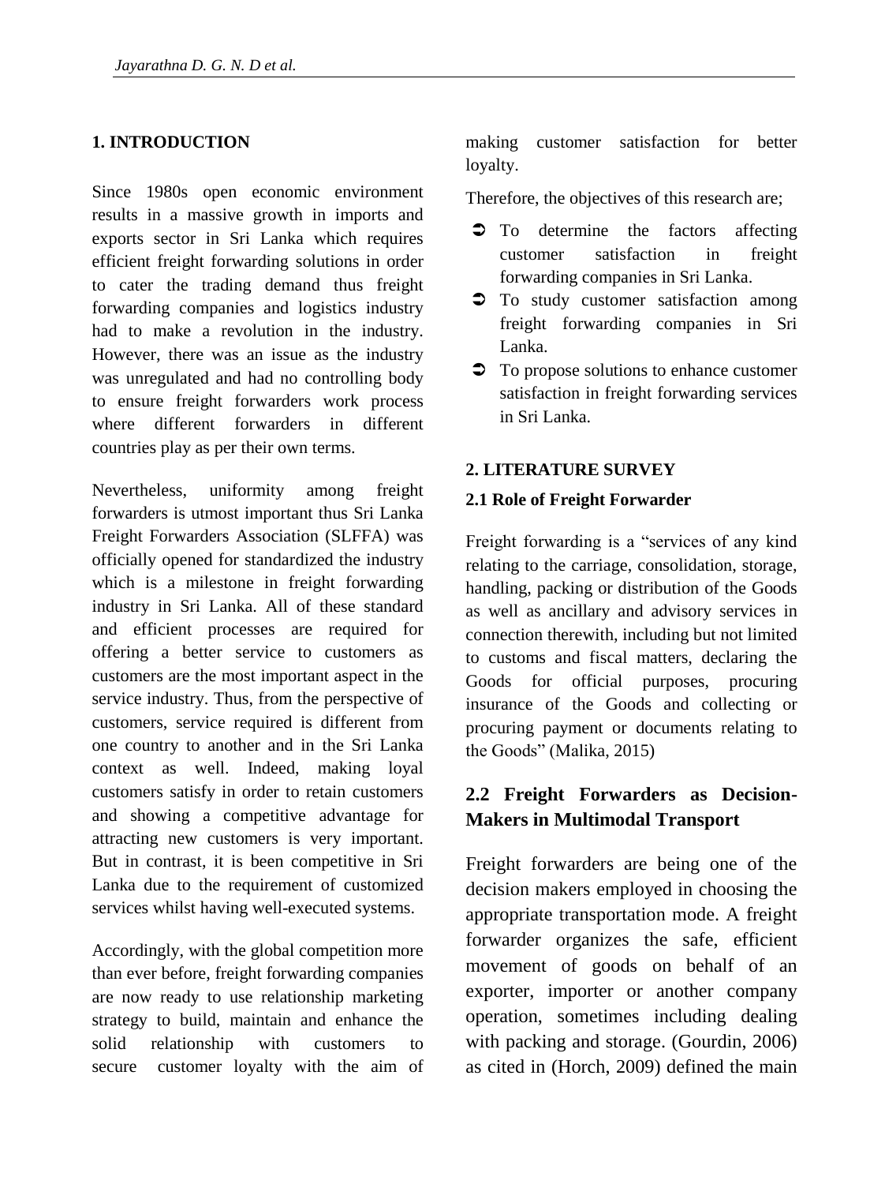## 1. INTRODUCTION

Since 1980s open economic environment results in a massive growth in imports and exports sector in Sri Lanka which requires efficient freight forwarding solutions in order to cater the trading demand thus freight forwarding companies and logistics industry had to make a revolution in the industry. However, there was an issue as the industry was unregulated and had no controlling body to ensure freight forwarders work process where different forwarders in different countries play as per their own terms.

Nevertheless, uniformity among freight forwarders is utmost important thus Sri Lanka Freight Forwarders Association (SLFFA) was officially opened for standardized the industry which is a milestone in freight forwarding industry in Sri Lanka. All of these standard and efficient processes are required for offering a better service to customers as customers are the most important aspect in the service industry. Thus, from the perspective of customers, service required is different from one country to another and in the Sri Lanka context as well. Indeed, making loyal customers satisfy in order to retain customers and showing a competitive advantage for attracting new customers is very important. But in contrast, it is been competitive in Sri Lanka due to the requirement of customized services whilst having well-executed systems.

Accordingly, with the global competition more than ever before, freight forwarding companies are now ready to use relationship marketing strategy to build, maintain and enhance the solid relationship with customers to secure customer loyalty with the aim of making customer satisfaction for better loyalty.

Therefore, the objectives of this research are;

- To determine the factors affecting customer satisfaction in freight forwarding companies in Sri Lanka.
- To study customer satisfaction among freight forwarding companies in Sri Lanka.
- To propose solutions to enhance customer satisfaction in freight forwarding services in Sri Lanka.

## 2. LITERATURE SURVEY

### 2.1 Role of Freight Forwarder

Freight forwarding is a "services of any kind relating to the carriage, consolidation, storage, handling, packing or distribution of the Goods as well as ancillary and advisory services in connection therewith, including but not limited to customs and fiscal matters, declaring the Goods for official purposes, procuring insurance of the Goods and collecting or procuring payment or documents relating to the Goods" (Malika, 2015)

### 2.2 Freight Forwarders as Decision-Makers in Multimodal Transport

Freight forwarders are being one of the decision makers employed in choosing the appropriate transportation mode. A freight forwarder organizes the safe, efficient movement of goods on behalf of an exporter, importer or another company operation, sometimes including dealing with packing and storage. (Gourdin, 2006) as cited in (Horch, 2009) defined the main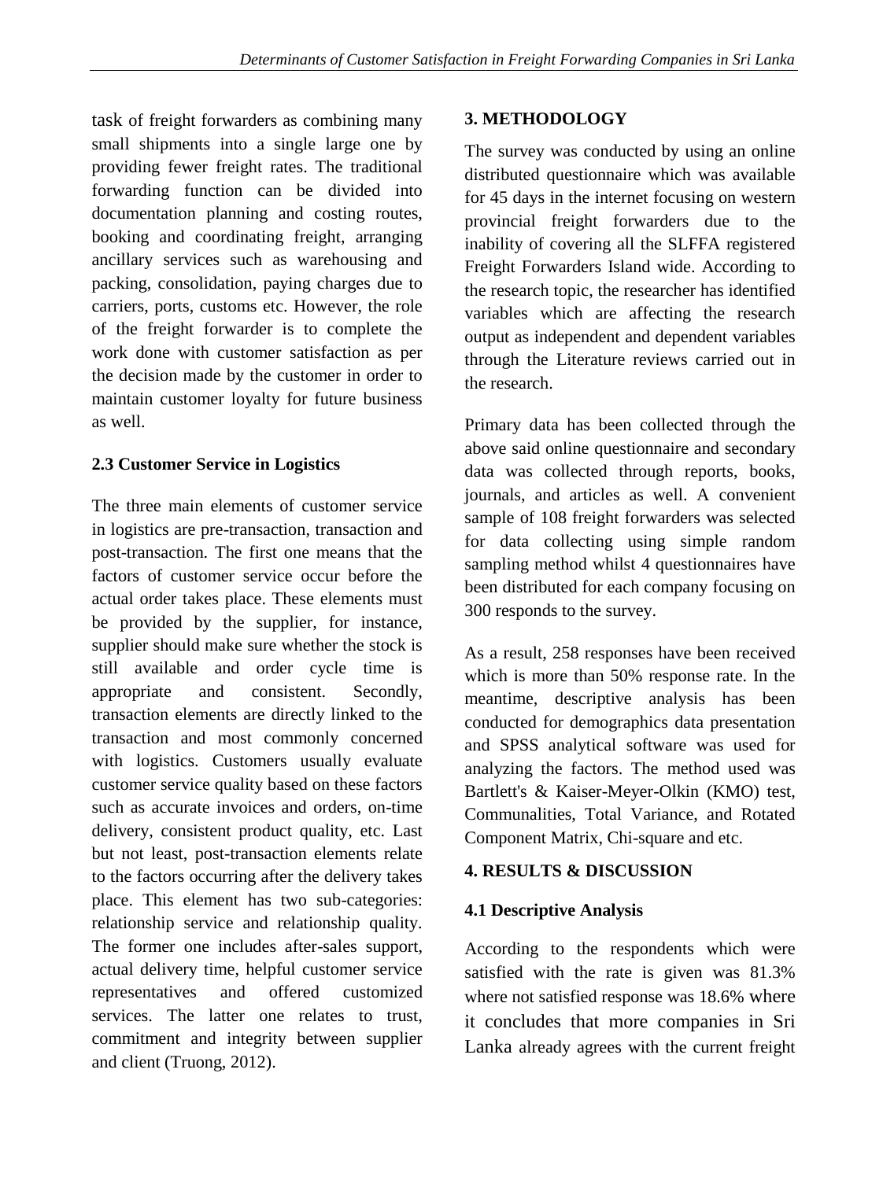task of freight forwarders as combining many small shipments into a single large one by providing fewer freight rates. The traditional forwarding function can be divided into documentation planning and costing routes, booking and coordinating freight, arranging ancillary services such as warehousing and packing, consolidation, paying charges due to carriers, ports, customs etc. However, the role of the freight forwarder is to complete the work done with customer satisfaction as per the decision made by the customer in order to maintain customer loyalty for future business as well.

### 2.3 Customer Service in Logistics

The three main elements of customer service in logistics are pre-transaction, transaction and post-transaction. The first one means that the factors of customer service occur before the actual order takes place. These elements must be provided by the supplier, for instance, supplier should make sure whether the stock is still available and order cycle time is appropriate and consistent. Secondly, transaction elements are directly linked to the transaction and most commonly concerned with logistics. Customers usually evaluate customer service quality based on these factors such as accurate invoices and orders, on-time delivery, consistent product quality, etc. Last but not least, post-transaction elements relate to the factors occurring after the delivery takes place. This element has two sub-categories: relationship service and relationship quality. The former one includes after-sales support, actual delivery time, helpful customer service representatives and offered customized services. The latter one relates to trust, commitment and integrity between supplier and client (Truong, 2012).

## 3. METHODOLOGY

The survey was conducted by using an online distributed questionnaire which was available for 45 days in the internet focusing on western provincial freight forwarders due to the inability of covering all the SLFFA registered Freight Forwarders Island wide. According to the research topic, the researcher has identified variables which are affecting the research output as independent and dependent variables through the Literature reviews carried out in the research.

Primary data has been collected through the above said online questionnaire and secondary data was collected through reports, books, journals, and articles as well. A convenient sample of 108 freight forwarders was selected for data collecting using simple random sampling method whilst 4 questionnaires have been distributed for each company focusing on 300 responds to the survey.

As a result, 258 responses have been received which is more than 50% response rate. In the meantime, descriptive analysis has been conducted for demographics data presentation and SPSS analytical software was used for analyzing the factors. The method used was Bartlett's & Kaiser-Meyer-Olkin (KMO) test, Communalities, Total Variance, and Rotated Component Matrix, Chi-square and etc.

## 4. RESULTS & DISCUSSION

### 4.1 Descriptive Analysis

According to the respondents which were satisfied with the rate is given was 81.3% where not satisfied response was 18.6% where it concludes that more companies in Sri Lanka already agrees with the current freight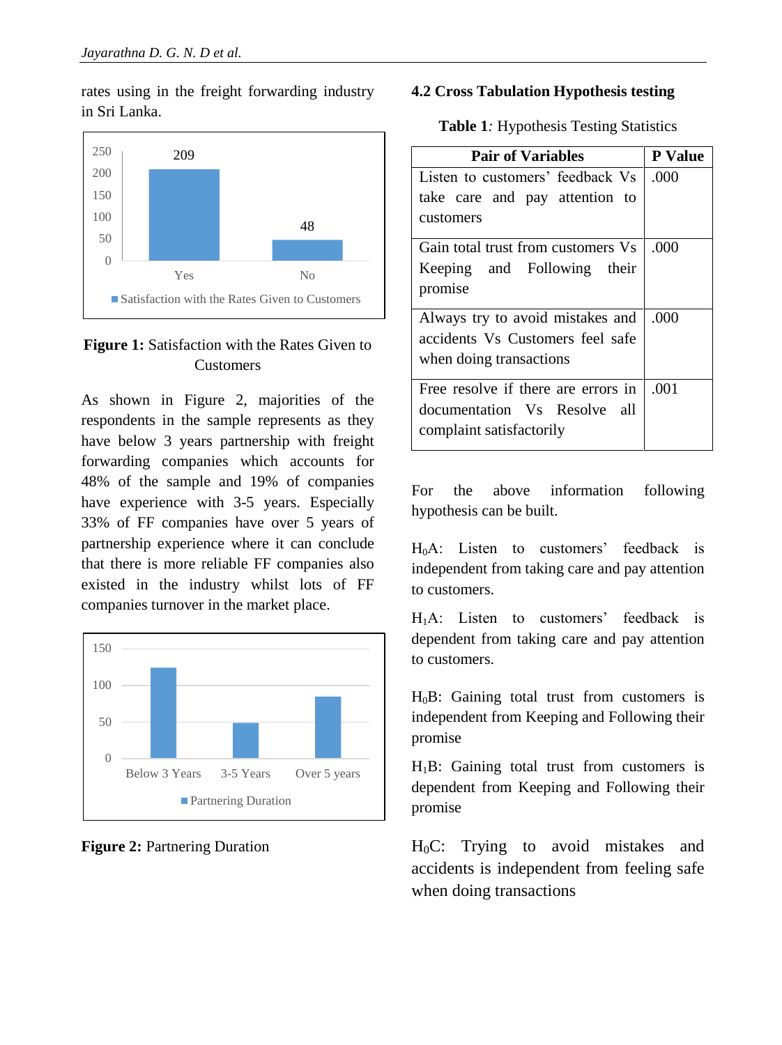rates using in the freight forwarding industry in Sri Lanka.

**Figure 1:** Satisfaction with the Rates Given to Customers

As shown in Figure 2, majorities of the respondents in the sample represents as they have below 3 years partnership with freight forwarding companies which accounts for 48% of the sample and 19% of companies have experience with 3-5 years. Especially 33% of FF companies have over 5 years of partnership experience where it can conclude that there is more reliable FF companies also existed in the industry whilst lots of FF companies turnover in the market place.

**Figure 2:** Partnering Duration

### 4.2 Cross Tabulation Hypothesis testing

**Table 1**: Hypothesis Testing Statistics

| Pair of Variables | P Value |
|---|---|
| Listen to customers' feedback Vs take care and pay attention to customers | .000 |
| Gain total trust from customers Vs Keeping and Following their promise | .000 |
| Always try to avoid mistakes and accidents Vs Customers feel safe when doing transactions | .000 |
| Free resolve if there are errors in documentation Vs Resolve all complaint satisfactorily | .001 |

For the above information following hypothesis can be built.

$H_0A$: Listen to customers' feedback is independent from taking care and pay attention to customers.

$H_1A$: Listen to customers' feedback is dependent from taking care and pay attention to customers.

$H_0B$: Gaining total trust from customers is independent from Keeping and Following their promise

$H_1B$: Gaining total trust from customers is dependent from Keeping and Following their promise

$H_0C$: Trying to avoid mistakes and accidents is independent from feeling safe when doing transactions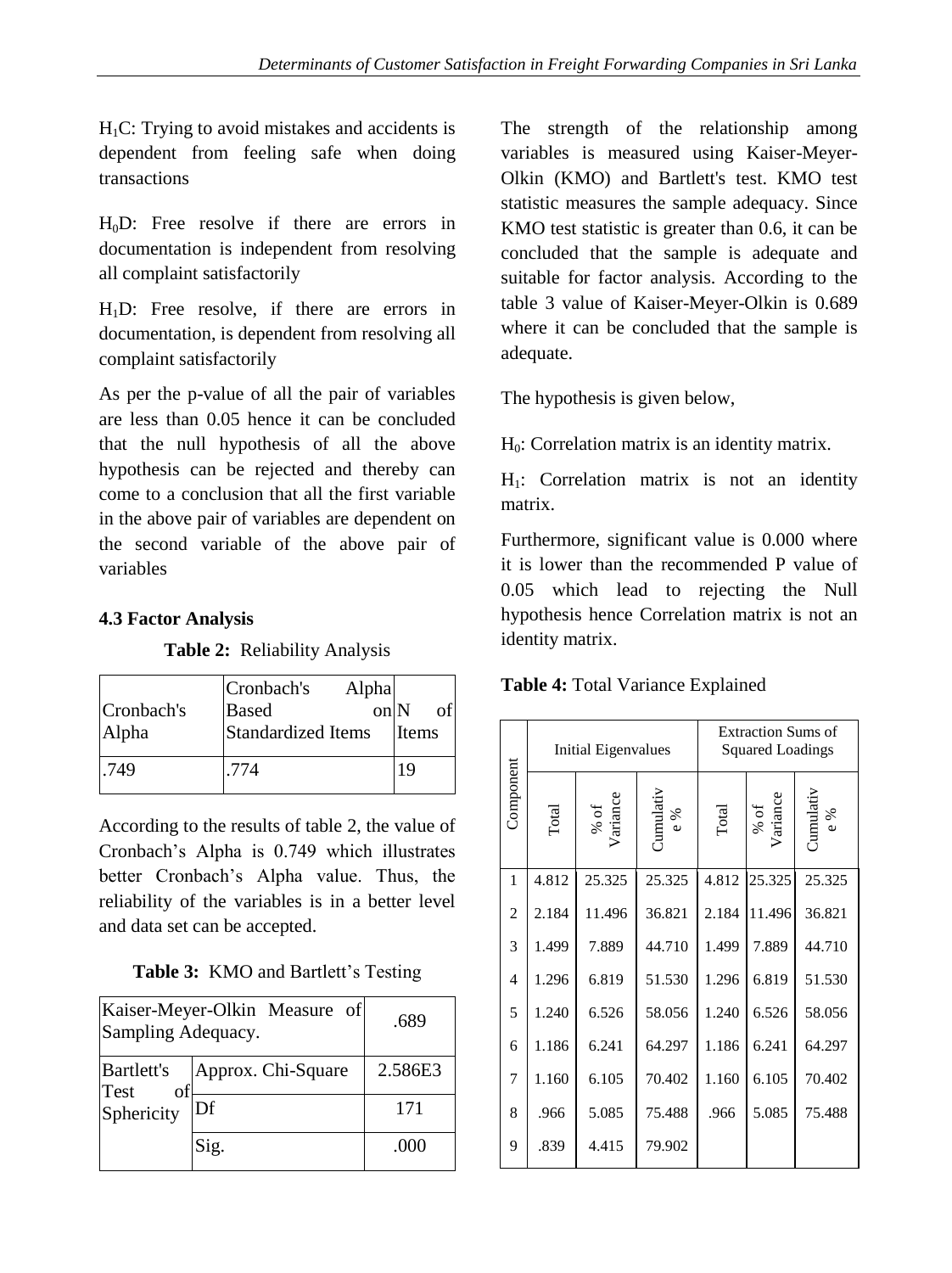$H_1C$: Trying to avoid mistakes and accidents is dependent from feeling safe when doing transactions

$H_0D$: Free resolve if there are errors in documentation is independent from resolving all complaint satisfactorily

$H_1D$: Free resolve, if there are errors in documentation, is dependent from resolving all complaint satisfactorily

As per the p-value of all the pair of variables are less than 0.05 hence it can be concluded that the null hypothesis of all the above hypothesis can be rejected and thereby can come to a conclusion that all the first variable in the above pair of variables are dependent on the second variable of the above pair of variables

### 4.3 Factor Analysis

**Table 2:** Reliability Analysis

| Cronbach's Alpha | Cronbach's Alpha Based on Standardized Items | N of Items |
|---|---|---|
| .749 | .774 | 19 |

According to the results of table 2, the value of Cronbach's Alpha is 0.749 which illustrates better Cronbach's Alpha value. Thus, the reliability of the variables is in a better level and data set can be accepted.

**Table 3:** KMO and Bartlett's Testing

| Kaiser-Meyer-Olkin Measure of Sampling Adequacy. | | .689 |
|---|---|---|
| Bartlett's Test of Sphericity | Approx. Chi-Square | 2.586E3 |
| | Df | 171 |
| | Sig. | .000 |

The strength of the relationship among variables is measured using Kaiser-Meyer-Olkin (KMO) and Bartlett's test. KMO test statistic measures the sample adequacy. Since KMO test statistic is greater than 0.6, it can be concluded that the sample is adequate and suitable for factor analysis. According to the table 3 value of Kaiser-Meyer-Olkin is 0.689 where it can be concluded that the sample is adequate.

The hypothesis is given below,

$H_0$: Correlation matrix is an identity matrix.

$H_1$: Correlation matrix is not an identity matrix.

Furthermore, significant value is 0.000 where it is lower than the recommended P value of 0.05 which lead to rejecting the Null hypothesis hence Correlation matrix is not an identity matrix.

**Table 4:** Total Variance Explained

| Component | Initial Eigenvalues | | | Extraction Sums of Squared Loadings | | |
|---|---|---|---|---|---|---|
| | Total | % of Variance | Cumulative % | Total | % of Variance | Cumulative % |
| 1 | 4.812 | 25.325 | 25.325 | 4.812 | 25.325 | 25.325 |
| 2 | 2.184 | 11.496 | 36.821 | 2.184 | 11.496 | 36.821 |
| 3 | 1.499 | 7.889 | 44.710 | 1.499 | 7.889 | 44.710 |
| 4 | 1.296 | 6.819 | 51.530 | 1.296 | 6.819 | 51.530 |
| 5 | 1.240 | 6.526 | 58.056 | 1.240 | 6.526 | 58.056 |
| 6 | 1.186 | 6.241 | 64.297 | 1.186 | 6.241 | 64.297 |
| 7 | 1.160 | 6.105 | 70.402 | 1.160 | 6.105 | 70.402 |
| 8 | .966 | 5.085 | 75.488 | .966 | 5.085 | 75.488 |
| 9 | .839 | 4.415 | 79.902 | | | |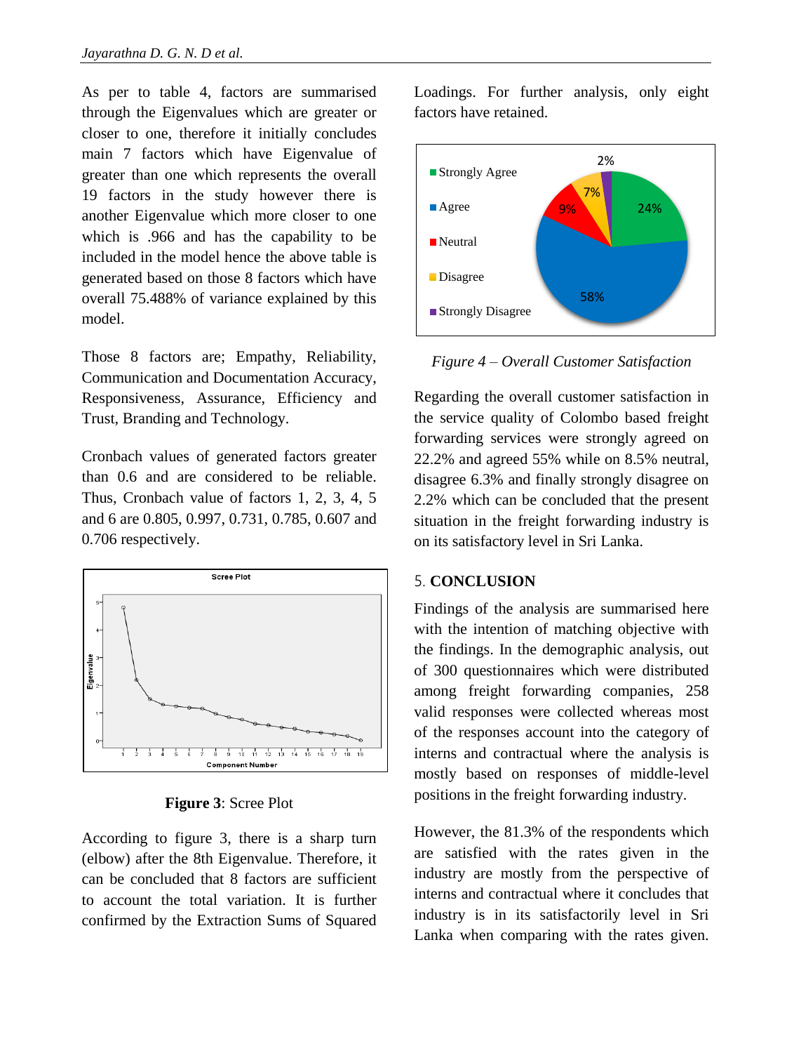As per to table 4, factors are summarised through the Eigenvalues which are greater or closer to one, therefore it initially concludes main 7 factors which have Eigenvalue of greater than one which represents the overall 19 factors in the study however there is another Eigenvalue which more closer to one which is .966 and has the capability to be included in the model hence the above table is generated based on those 8 factors which have overall 75.488% of variance explained by this model.

Those 8 factors are; Empathy, Reliability, Communication and Documentation Accuracy, Responsiveness, Assurance, Efficiency and Trust, Branding and Technology.

Cronbach values of generated factors greater than 0.6 and are considered to be reliable. Thus, Cronbach value of factors 1, 2, 3, 4, 5 and 6 are 0.805, 0.997, 0.731, 0.785, 0.607 and 0.706 respectively.

**Figure 3**: Scree Plot

According to figure 3, there is a sharp turn (elbow) after the 8th Eigenvalue. Therefore, it can be concluded that 8 factors are sufficient to account the total variation. It is further confirmed by the Extraction Sums of Squared Loadings. For further analysis, only eight factors have retained.

*Figure 4 – Overall Customer Satisfaction*

Regarding the overall customer satisfaction in the service quality of Colombo based freight forwarding services were strongly agreed on 22.2% and agreed 55% while on 8.5% neutral, disagree 6.3% and finally strongly disagree on 2.2% which can be concluded that the present situation in the freight forwarding industry is on its satisfactory level in Sri Lanka.

## 5. CONCLUSION

Findings of the analysis are summarised here with the intention of matching objective with the findings. In the demographic analysis, out of 300 questionnaires which were distributed among freight forwarding companies, 258 valid responses were collected whereas most of the responses account into the category of interns and contractual where the analysis is mostly based on responses of middle-level positions in the freight forwarding industry.

However, the 81.3% of the respondents which are satisfied with the rates given in the industry are mostly from the perspective of interns and contractual where it concludes that industry is in its satisfactorily level in Sri Lanka when comparing with the rates given.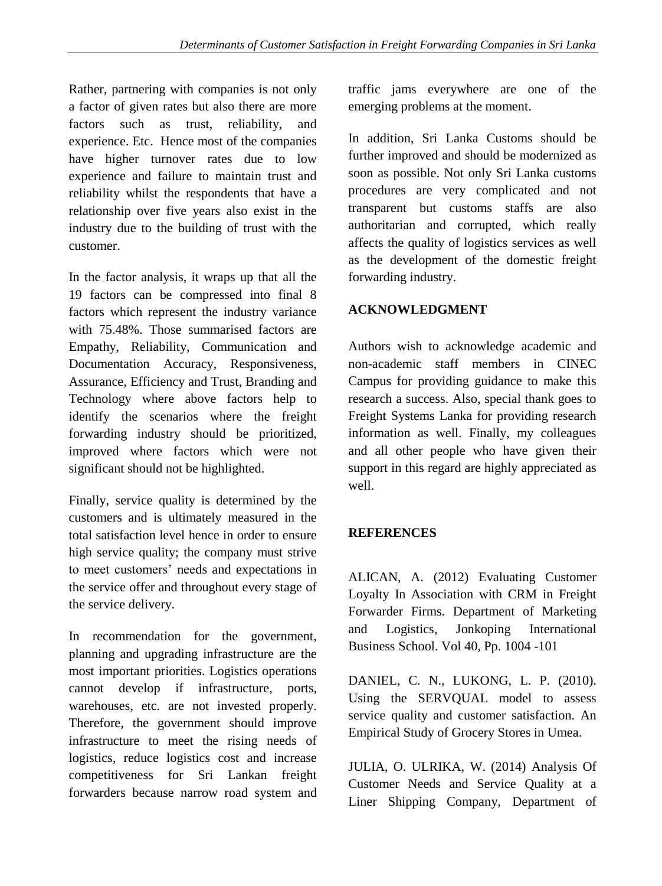Rather, partnering with companies is not only a factor of given rates but also there are more factors such as trust, reliability, and experience. Etc. Hence most of the companies have higher turnover rates due to low experience and failure to maintain trust and reliability whilst the respondents that have a relationship over five years also exist in the industry due to the building of trust with the customer.

In the factor analysis, it wraps up that all the 19 factors can be compressed into final 8 factors which represent the industry variance with 75.48%. Those summarised factors are Empathy, Reliability, Communication and Documentation Accuracy, Responsiveness, Assurance, Efficiency and Trust, Branding and Technology where above factors help to identify the scenarios where the freight forwarding industry should be prioritized, improved where factors which were not significant should not be highlighted.

Finally, service quality is determined by the customers and is ultimately measured in the total satisfaction level hence in order to ensure high service quality; the company must strive to meet customers' needs and expectations in the service offer and throughout every stage of the service delivery.

In recommendation for the government, planning and upgrading infrastructure are the most important priorities. Logistics operations cannot develop if infrastructure, ports, warehouses, etc. are not invested properly. Therefore, the government should improve infrastructure to meet the rising needs of logistics, reduce logistics cost and increase competitiveness for Sri Lankan freight forwarders because narrow road system and traffic jams everywhere are one of the emerging problems at the moment.

In addition, Sri Lanka Customs should be further improved and should be modernized as soon as possible. Not only Sri Lanka customs procedures are very complicated and not transparent but customs staffs are also authoritarian and corrupted, which really affects the quality of logistics services as well as the development of the domestic freight forwarding industry.

## ACKNOWLEDGMENT

Authors wish to acknowledge academic and non-academic staff members in CINEC Campus for providing guidance to make this research a success. Also, special thank goes to Freight Systems Lanka for providing research information as well. Finally, my colleagues and all other people who have given their support in this regard are highly appreciated as well.

## REFERENCES

ALICAN, A. (2012) Evaluating Customer Loyalty In Association with CRM in Freight Forwarder Firms. Department of Marketing and Logistics, Jonkoping International Business School. Vol 40, Pp. 1004 -101

DANIEL, C. N., LUKONG, L. P. (2010). Using the SERVQUAL model to assess service quality and customer satisfaction. An Empirical Study of Grocery Stores in Umea.

JULIA, O. ULRIKA, W. (2014) Analysis Of Customer Needs and Service Quality at a Liner Shipping Company, Department of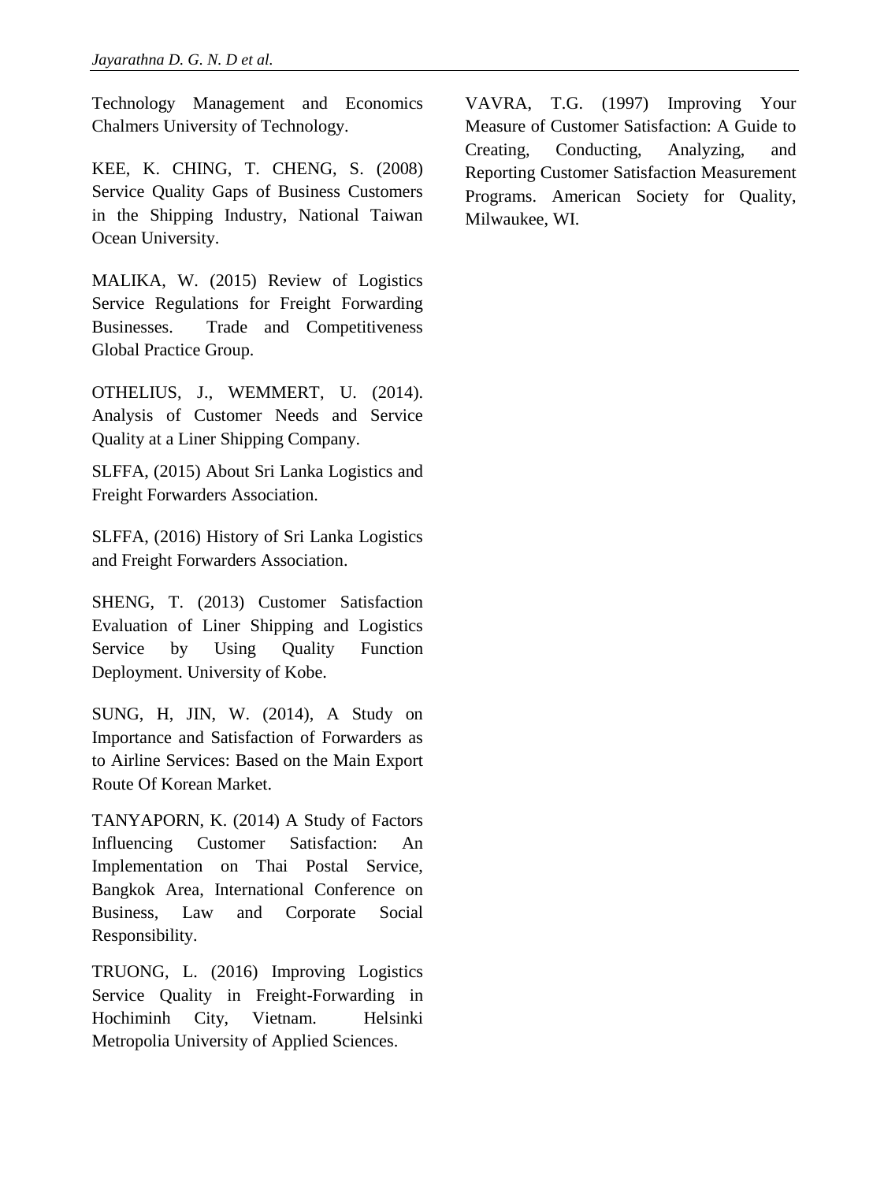Technology Management and Economics Chalmers University of Technology.

KEE, K. CHING, T. CHENG, S. (2008) Service Quality Gaps of Business Customers in the Shipping Industry, National Taiwan Ocean University.

MALIKA, W. (2015) Review of Logistics Service Regulations for Freight Forwarding Businesses. Trade and Competitiveness Global Practice Group.

OTHELIUS, J., WEMMERT, U. (2014). Analysis of Customer Needs and Service Quality at a Liner Shipping Company.

SLFFA, (2015) About Sri Lanka Logistics and Freight Forwarders Association.

SLFFA, (2016) History of Sri Lanka Logistics and Freight Forwarders Association.

SHENG, T. (2013) Customer Satisfaction Evaluation of Liner Shipping and Logistics Service by Using Quality Function Deployment. University of Kobe.

SUNG, H, JIN, W. (2014), A Study on Importance and Satisfaction of Forwarders as to Airline Services: Based on the Main Export Route Of Korean Market.

TANYAPORN, K. (2014) A Study of Factors Influencing Customer Satisfaction: An Implementation on Thai Postal Service, Bangkok Area, International Conference on Business, Law and Corporate Social Responsibility.

TRUONG, L. (2016) Improving Logistics Service Quality in Freight-Forwarding in Hochiminh City, Vietnam. Helsinki Metropolia University of Applied Sciences.

VAVRA, T.G. (1997) Improving Your Measure of Customer Satisfaction: A Guide to Creating, Conducting, Analyzing, and Reporting Customer Satisfaction Measurement Programs. American Society for Quality, Milwaukee, WI.